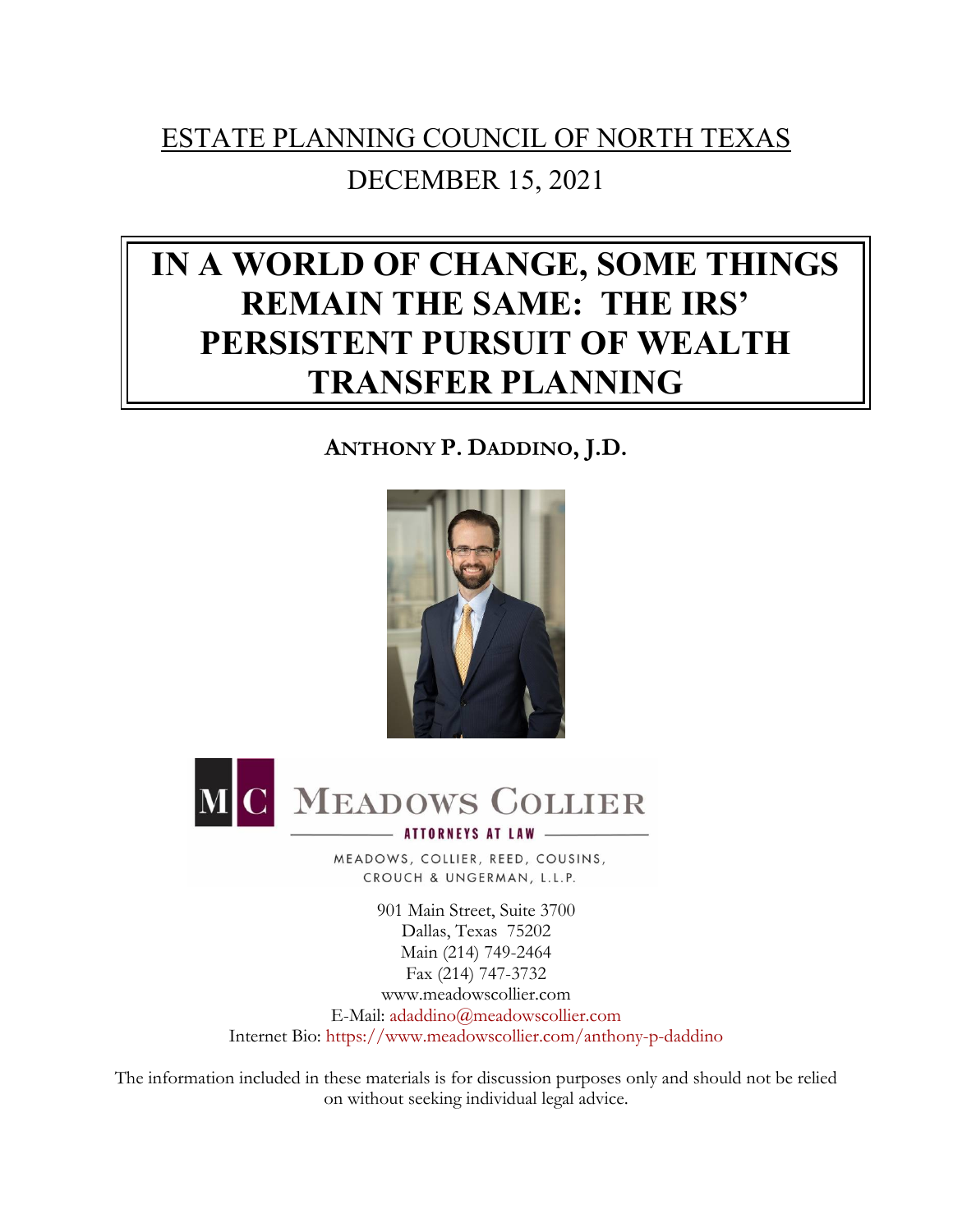ESTATE PLANNING COUNCIL OF NORTH TEXAS

DECEMBER 15, 2021

# IN A WORLD OF CHANGE, SOME THINGS REMAIN THE SAME: THE IRS' PERSISTENT PURSUIT OF WEALTH TRANSFER PLANNING

**ANTHONY P. DADDINO, J.D.**

MEADOWS COLLIER

ATTORNEYS AT LAW

MEADOWS, COLLIER, REED, COUSINS, CROUCH & UNGERMAN, L.L.P.

901 Main Street, Suite 3700
Dallas, Texas 75202
Main (214) 749-2464
Fax (214) 747-3732
www.meadowscollier.com
E-Mail: adaddino@meadowscollier.com
Internet Bio: https://www.meadowscollier.com/anthony-p-daddino

The information included in these materials is for discussion purposes only and should not be relied on without seeking individual legal advice.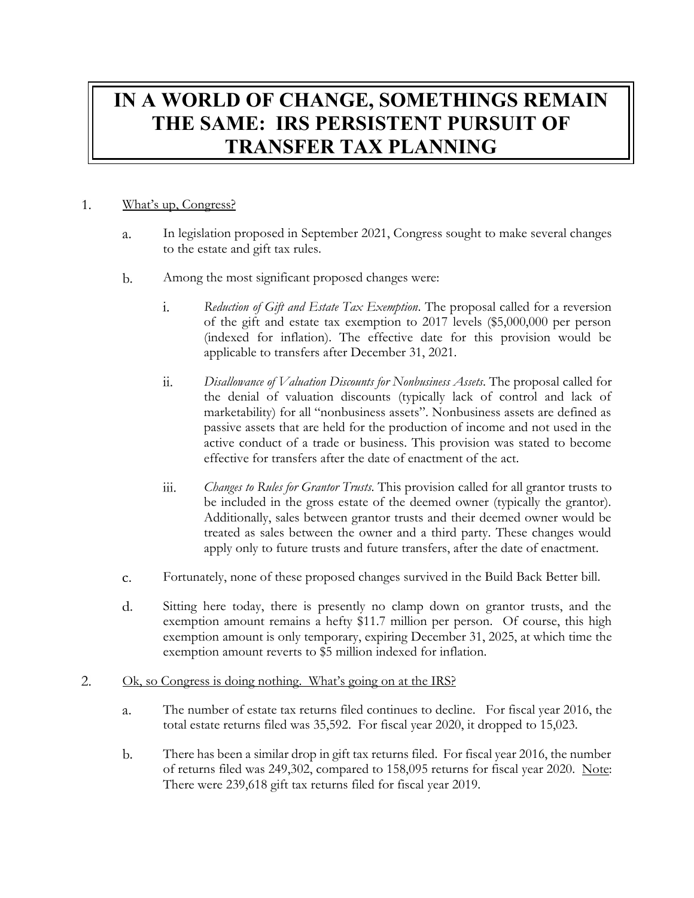# IN A WORLD OF CHANGE, SOMETHINGS REMAIN THE SAME: IRS PERSISTENT PURSUIT OF TRANSFER TAX PLANNING

1. <u>What's up, Congress?</u>

   a. In legislation proposed in September 2021, Congress sought to make several changes to the estate and gift tax rules.

   b. Among the most significant proposed changes were:

      i. *Reduction of Gift and Estate Tax Exemption*. The proposal called for a reversion of the gift and estate tax exemption to 2017 levels ($5,000,000 per person (indexed for inflation). The effective date for this provision would be applicable to transfers after December 31, 2021.

      ii. *Disallowance of Valuation Discounts for Nonbusiness Assets*. The proposal called for the denial of valuation discounts (typically lack of control and lack of marketability) for all "nonbusiness assets". Nonbusiness assets are defined as passive assets that are held for the production of income and not used in the active conduct of a trade or business. This provision was stated to become effective for transfers after the date of enactment of the act.

      iii. *Changes to Rules for Grantor Trusts*. This provision called for all grantor trusts to be included in the gross estate of the deemed owner (typically the grantor). Additionally, sales between grantor trusts and their deemed owner would be treated as sales between the owner and a third party. These changes would apply only to future trusts and future transfers, after the date of enactment.

   c. Fortunately, none of these proposed changes survived in the Build Back Better bill.

   d. Sitting here today, there is presently no clamp down on grantor trusts, and the exemption amount remains a hefty $11.7 million per person. Of course, this high exemption amount is only temporary, expiring December 31, 2025, at which time the exemption amount reverts to $5 million indexed for inflation.

2. <u>Ok, so Congress is doing nothing. What's going on at the IRS?</u>

   a. The number of estate tax returns filed continues to decline. For fiscal year 2016, the total estate returns filed was 35,592. For fiscal year 2020, it dropped to 15,023.

   b. There has been a similar drop in gift tax returns filed. For fiscal year 2016, the number of returns filed was 249,302, compared to 158,095 returns for fiscal year 2020. <u>Note</u>: There were 239,618 gift tax returns filed for fiscal year 2019.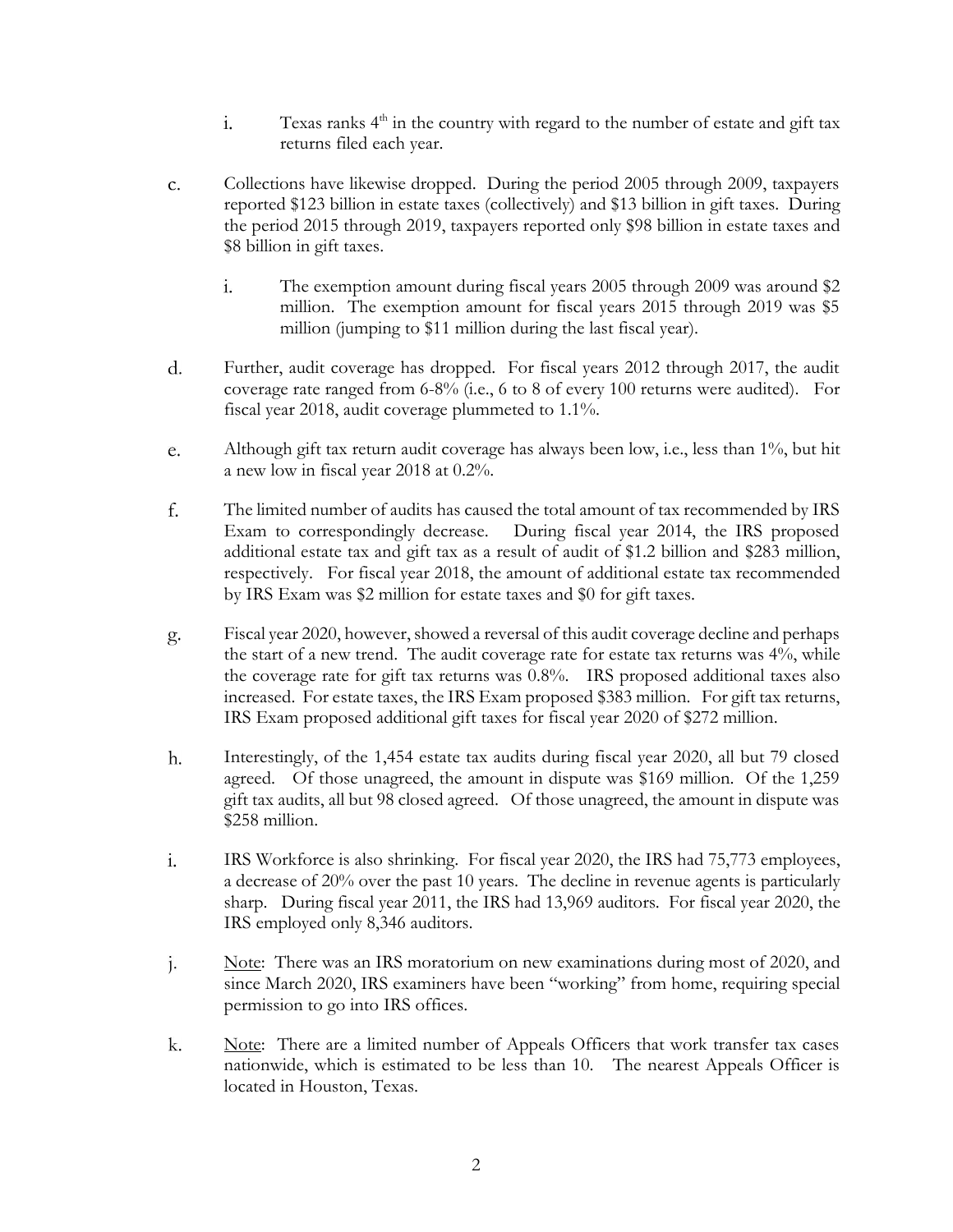i. Texas ranks 4[th] in the country with regard to the number of estate and gift tax returns filed each year.

c. Collections have likewise dropped. During the period 2005 through 2009, taxpayers reported $123 billion in estate taxes (collectively) and $13 billion in gift taxes. During the period 2015 through 2019, taxpayers reported only $98 billion in estate taxes and $8 billion in gift taxes.

    i. The exemption amount during fiscal years 2005 through 2009 was around $2 million. The exemption amount for fiscal years 2015 through 2019 was $5 million (jumping to $11 million during the last fiscal year).

d. Further, audit coverage has dropped. For fiscal years 2012 through 2017, the audit coverage rate ranged from 6-8% (i.e., 6 to 8 of every 100 returns were audited). For fiscal year 2018, audit coverage plummeted to 1.1%.

e. Although gift tax return audit coverage has always been low, i.e., less than 1%, but hit a new low in fiscal year 2018 at 0.2%.

f. The limited number of audits has caused the total amount of tax recommended by IRS Exam to correspondingly decrease. During fiscal year 2014, the IRS proposed additional estate tax and gift tax as a result of audit of $1.2 billion and $283 million, respectively. For fiscal year 2018, the amount of additional estate tax recommended by IRS Exam was $2 million for estate taxes and $0 for gift taxes.

g. Fiscal year 2020, however, showed a reversal of this audit coverage decline and perhaps the start of a new trend. The audit coverage rate for estate tax returns was 4%, while the coverage rate for gift tax returns was 0.8%. IRS proposed additional taxes also increased. For estate taxes, the IRS Exam proposed $383 million. For gift tax returns, IRS Exam proposed additional gift taxes for fiscal year 2020 of $272 million.

h. Interestingly, of the 1,454 estate tax audits during fiscal year 2020, all but 79 closed agreed. Of those unagreed, the amount in dispute was $169 million. Of the 1,259 gift tax audits, all but 98 closed agreed. Of those unagreed, the amount in dispute was $258 million.

i. IRS Workforce is also shrinking. For fiscal year 2020, the IRS had 75,773 employees, a decrease of 20% over the past 10 years. The decline in revenue agents is particularly sharp. During fiscal year 2011, the IRS had 13,969 auditors. For fiscal year 2020, the IRS employed only 8,346 auditors.

j. <u>Note</u>: There was an IRS moratorium on new examinations during most of 2020, and since March 2020, IRS examiners have been "working" from home, requiring special permission to go into IRS offices.

k. <u>Note</u>: There are a limited number of Appeals Officers that work transfer tax cases nationwide, which is estimated to be less than 10. The nearest Appeals Officer is located in Houston, Texas.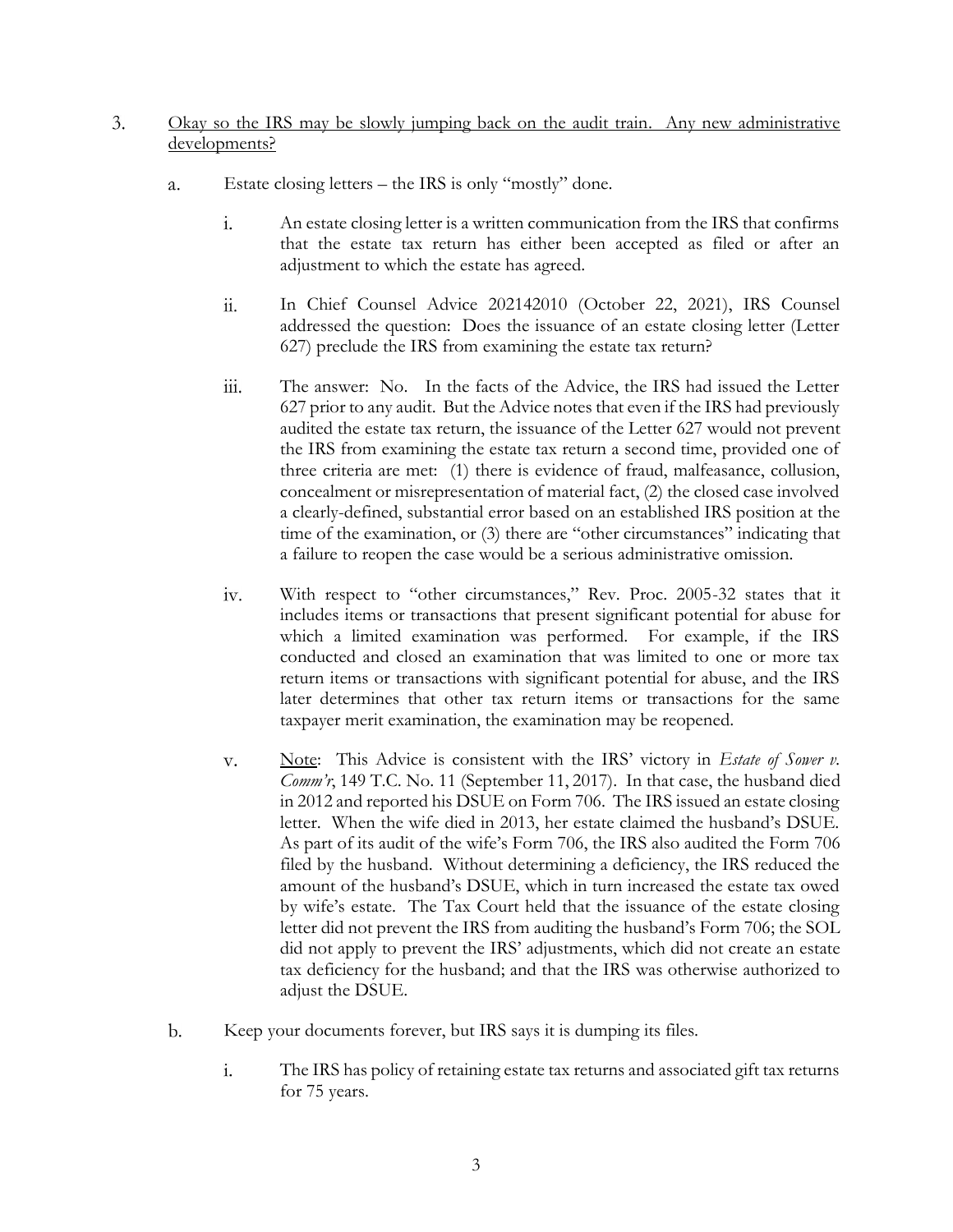3. <u>Okay so the IRS may be slowly jumping back on the audit train. Any new administrative developments?</u>

   a. Estate closing letters – the IRS is only "mostly" done.

      i. An estate closing letter is a written communication from the IRS that confirms that the estate tax return has either been accepted as filed or after an adjustment to which the estate has agreed.

      ii. In Chief Counsel Advice 202142010 (October 22, 2021), IRS Counsel addressed the question: Does the issuance of an estate closing letter (Letter 627) preclude the IRS from examining the estate tax return?

      iii. The answer: No. In the facts of the Advice, the IRS had issued the Letter 627 prior to any audit. But the Advice notes that even if the IRS had previously audited the estate tax return, the issuance of the Letter 627 would not prevent the IRS from examining the estate tax return a second time, provided one of three criteria are met: (1) there is evidence of fraud, malfeasance, collusion, concealment or misrepresentation of material fact, (2) the closed case involved a clearly-defined, substantial error based on an established IRS position at the time of the examination, or (3) there are "other circumstances" indicating that a failure to reopen the case would be a serious administrative omission.

      iv. With respect to "other circumstances," Rev. Proc. 2005-32 states that it includes items or transactions that present significant potential for abuse for which a limited examination was performed. For example, if the IRS conducted and closed an examination that was limited to one or more tax return items or transactions with significant potential for abuse, and the IRS later determines that other tax return items or transactions for the same taxpayer merit examination, the examination may be reopened.

      v. <u>Note</u>: This Advice is consistent with the IRS' victory in *Estate of Sower v. Comm'r*, 149 T.C. No. 11 (September 11, 2017). In that case, the husband died in 2012 and reported his DSUE on Form 706. The IRS issued an estate closing letter. When the wife died in 2013, her estate claimed the husband's DSUE. As part of its audit of the wife's Form 706, the IRS also audited the Form 706 filed by the husband. Without determining a deficiency, the IRS reduced the amount of the husband's DSUE, which in turn increased the estate tax owed by wife's estate. The Tax Court held that the issuance of the estate closing letter did not prevent the IRS from auditing the husband's Form 706; the SOL did not apply to prevent the IRS' adjustments, which did not create an estate tax deficiency for the husband; and that the IRS was otherwise authorized to adjust the DSUE.

   b. Keep your documents forever, but IRS says it is dumping its files.

      i. The IRS has policy of retaining estate tax returns and associated gift tax returns for 75 years.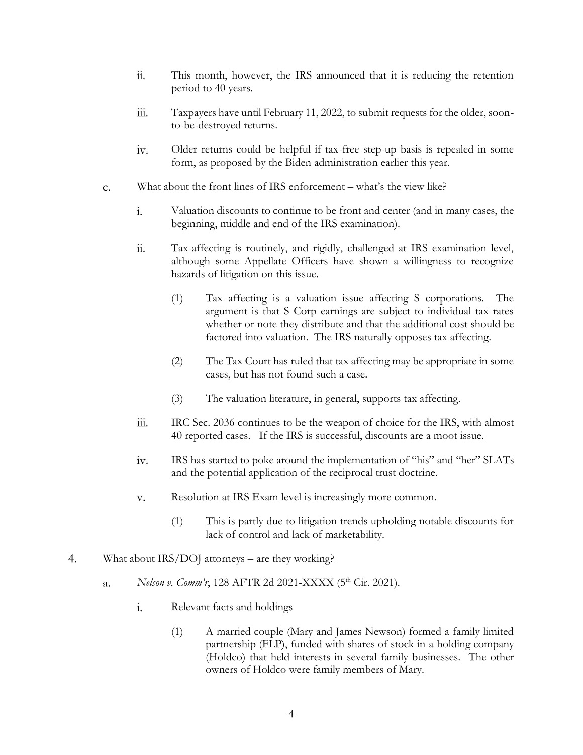ii. This month, however, the IRS announced that it is reducing the retention period to 40 years.

iii. Taxpayers have until February 11, 2022, to submit requests for the older, soon-to-be-destroyed returns.

iv. Older returns could be helpful if tax-free step-up basis is repealed in some form, as proposed by the Biden administration earlier this year.

c. What about the front lines of IRS enforcement – what's the view like?

i. Valuation discounts to continue to be front and center (and in many cases, the beginning, middle and end of the IRS examination).

ii. Tax-affecting is routinely, and rigidly, challenged at IRS examination level, although some Appellate Officers have shown a willingness to recognize hazards of litigation on this issue.

(1) Tax affecting is a valuation issue affecting S corporations. The argument is that S Corp earnings are subject to individual tax rates whether or note they distribute and that the additional cost should be factored into valuation. The IRS naturally opposes tax affecting.

(2) The Tax Court has ruled that tax affecting may be appropriate in some cases, but has not found such a case.

(3) The valuation literature, in general, supports tax affecting.

iii. IRC Sec. 2036 continues to be the weapon of choice for the IRS, with almost 40 reported cases. If the IRS is successful, discounts are a moot issue.

iv. IRS has started to poke around the implementation of "his" and "her" SLATs and the potential application of the reciprocal trust doctrine.

v. Resolution at IRS Exam level is increasingly more common.

(1) This is partly due to litigation trends upholding notable discounts for lack of control and lack of marketability.

4. <u>What about IRS/DOJ attorneys – are they working?</u>

a. *Nelson v. Comm'r*, 128 AFTR 2d 2021-XXXX (5th Cir. 2021).

i. Relevant facts and holdings

(1) A married couple (Mary and James Newson) formed a family limited partnership (FLP), funded with shares of stock in a holding company (Holdco) that held interests in several family businesses. The other owners of Holdco were family members of Mary.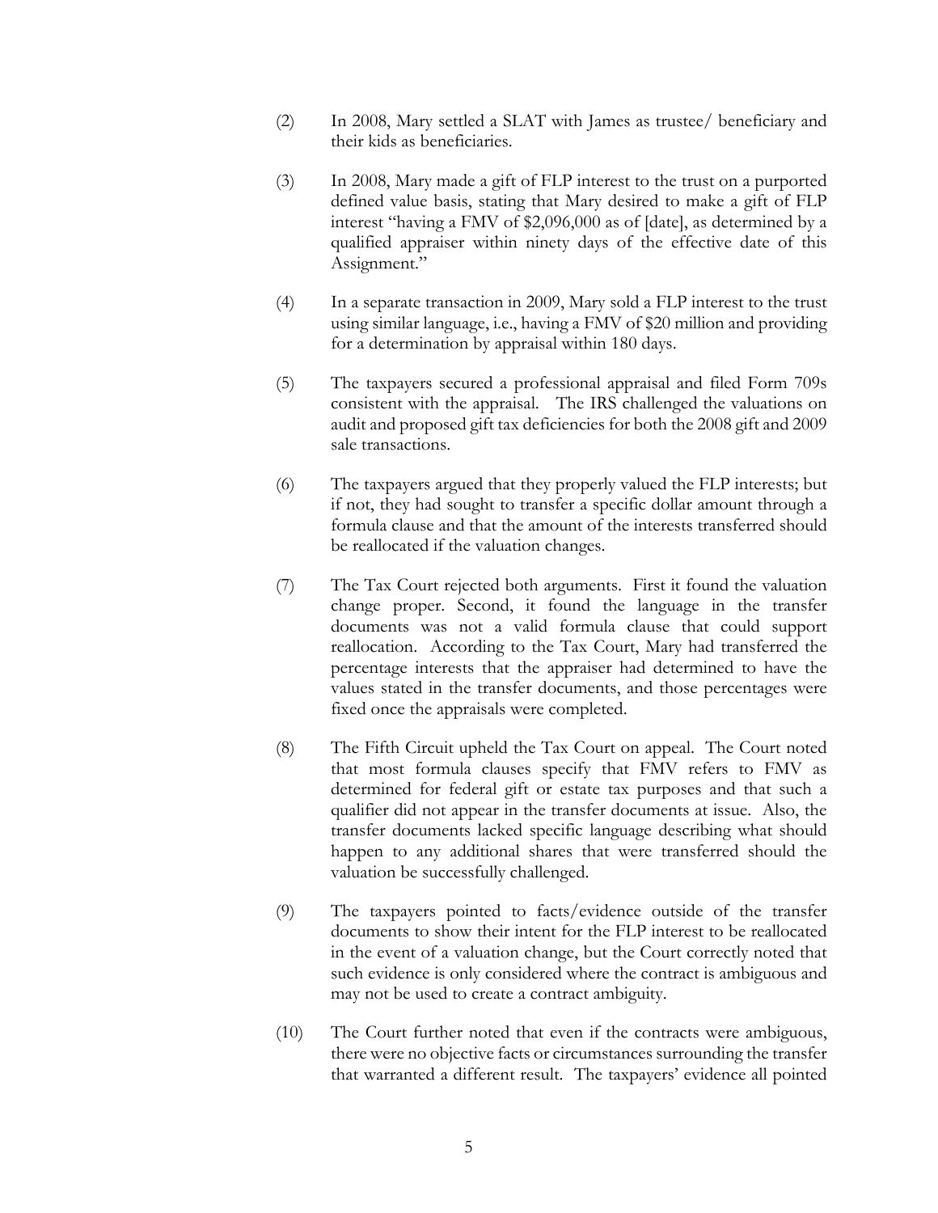(2) In 2008, Mary settled a SLAT with James as trustee/ beneficiary and their kids as beneficiaries.

(3) In 2008, Mary made a gift of FLP interest to the trust on a purported defined value basis, stating that Mary desired to make a gift of FLP interest "having a FMV of $2,096,000 as of [date], as determined by a qualified appraiser within ninety days of the effective date of this Assignment."

(4) In a separate transaction in 2009, Mary sold a FLP interest to the trust using similar language, i.e., having a FMV of $20 million and providing for a determination by appraisal within 180 days.

(5) The taxpayers secured a professional appraisal and filed Form 709s consistent with the appraisal. The IRS challenged the valuations on audit and proposed gift tax deficiencies for both the 2008 gift and 2009 sale transactions.

(6) The taxpayers argued that they properly valued the FLP interests; but if not, they had sought to transfer a specific dollar amount through a formula clause and that the amount of the interests transferred should be reallocated if the valuation changes.

(7) The Tax Court rejected both arguments. First it found the valuation change proper. Second, it found the language in the transfer documents was not a valid formula clause that could support reallocation. According to the Tax Court, Mary had transferred the percentage interests that the appraiser had determined to have the values stated in the transfer documents, and those percentages were fixed once the appraisals were completed.

(8) The Fifth Circuit upheld the Tax Court on appeal. The Court noted that most formula clauses specify that FMV refers to FMV as determined for federal gift or estate tax purposes and that such a qualifier did not appear in the transfer documents at issue. Also, the transfer documents lacked specific language describing what should happen to any additional shares that were transferred should the valuation be successfully challenged.

(9) The taxpayers pointed to facts/evidence outside of the transfer documents to show their intent for the FLP interest to be reallocated in the event of a valuation change, but the Court correctly noted that such evidence is only considered where the contract is ambiguous and may not be used to create a contract ambiguity.

(10) The Court further noted that even if the contracts were ambiguous, there were no objective facts or circumstances surrounding the transfer that warranted a different result. The taxpayers' evidence all pointed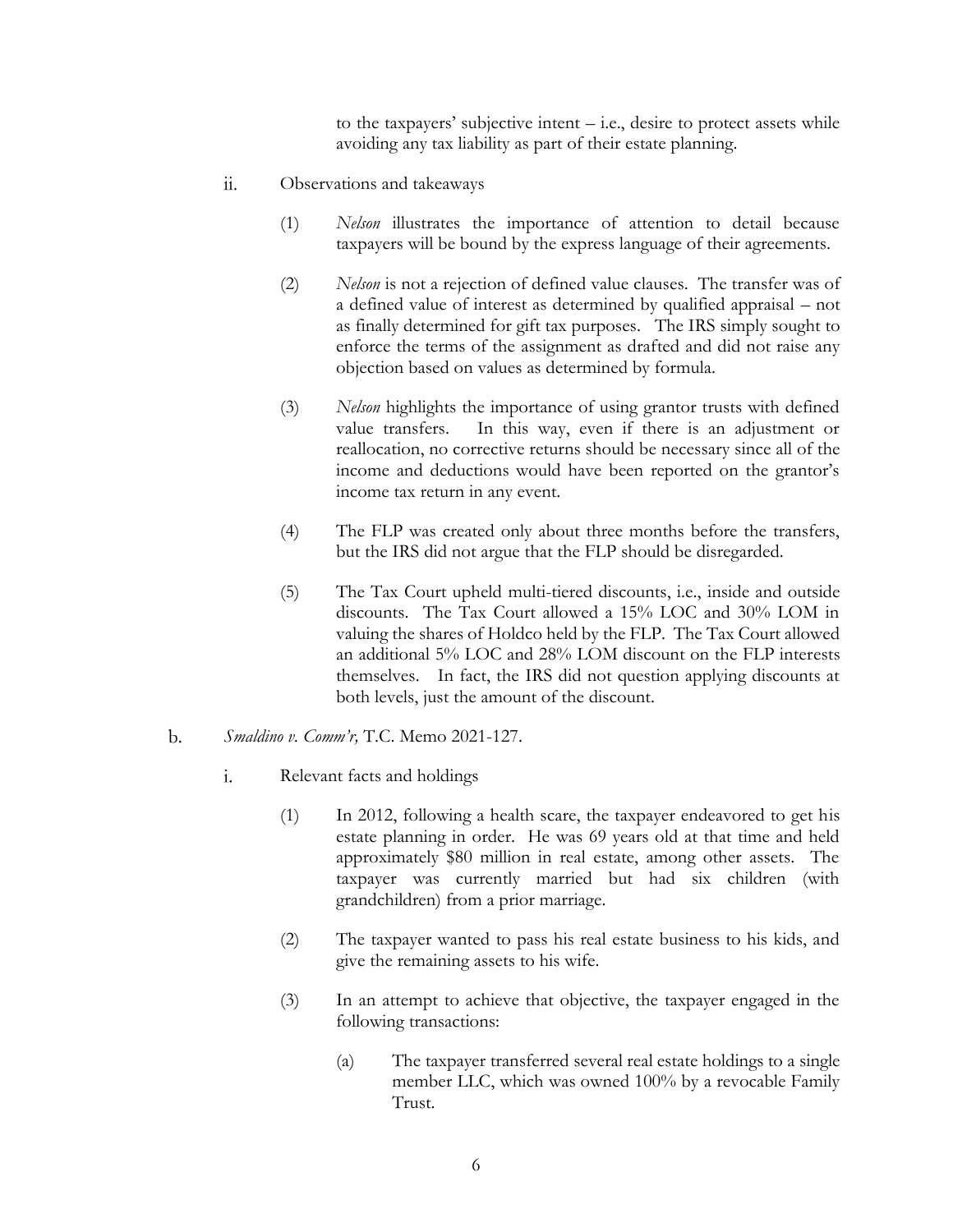to the taxpayers' subjective intent – i.e., desire to protect assets while avoiding any tax liability as part of their estate planning.

ii. Observations and takeaways

(1) *Nelson* illustrates the importance of attention to detail because taxpayers will be bound by the express language of their agreements.

(2) *Nelson* is not a rejection of defined value clauses. The transfer was of a defined value of interest as determined by qualified appraisal – not as finally determined for gift tax purposes. The IRS simply sought to enforce the terms of the assignment as drafted and did not raise any objection based on values as determined by formula.

(3) *Nelson* highlights the importance of using grantor trusts with defined value transfers. In this way, even if there is an adjustment or reallocation, no corrective returns should be necessary since all of the income and deductions would have been reported on the grantor's income tax return in any event.

(4) The FLP was created only about three months before the transfers, but the IRS did not argue that the FLP should be disregarded.

(5) The Tax Court upheld multi-tiered discounts, i.e., inside and outside discounts. The Tax Court allowed a 15% LOC and 30% LOM in valuing the shares of Holdco held by the FLP. The Tax Court allowed an additional 5% LOC and 28% LOM discount on the FLP interests themselves. In fact, the IRS did not question applying discounts at both levels, just the amount of the discount.

b. *Smaldino v. Comm'r,* T.C. Memo 2021-127.

i. Relevant facts and holdings

(1) In 2012, following a health scare, the taxpayer endeavored to get his estate planning in order. He was 69 years old at that time and held approximately $80 million in real estate, among other assets. The taxpayer was currently married but had six children (with grandchildren) from a prior marriage.

(2) The taxpayer wanted to pass his real estate business to his kids, and give the remaining assets to his wife.

(3) In an attempt to achieve that objective, the taxpayer engaged in the following transactions:

(a) The taxpayer transferred several real estate holdings to a single member LLC, which was owned 100% by a revocable Family Trust.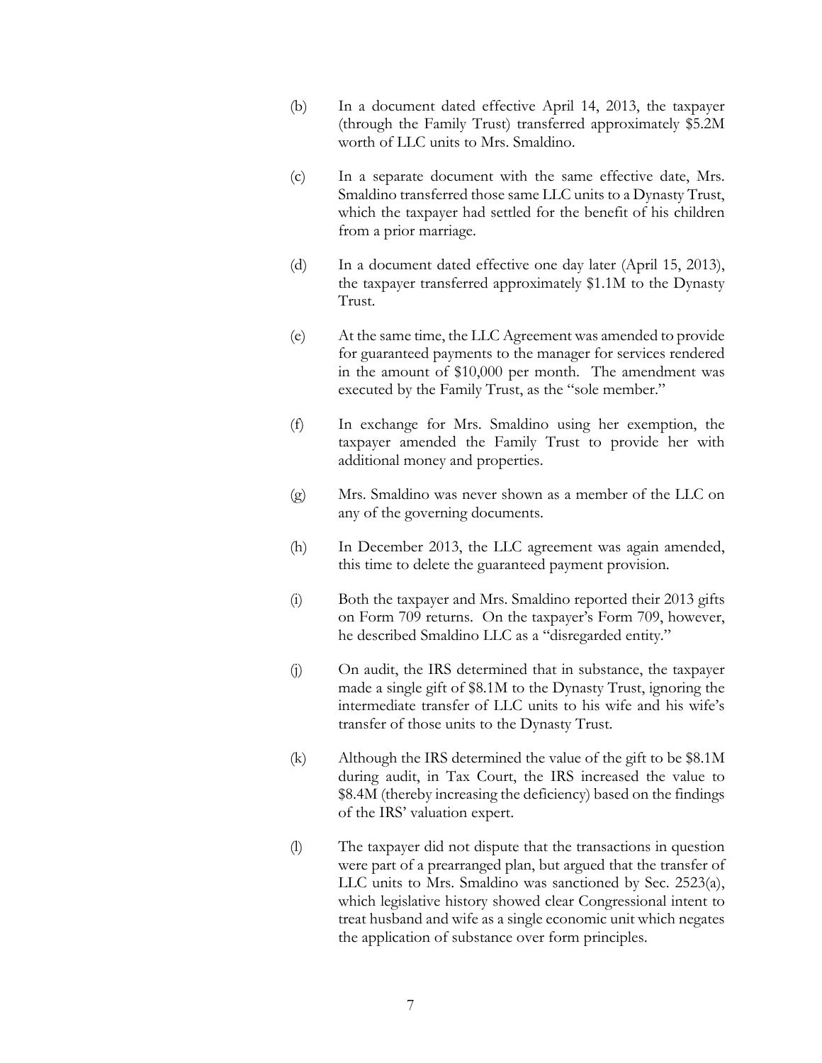(b) In a document dated effective April 14, 2013, the taxpayer (through the Family Trust) transferred approximately $5.2M worth of LLC units to Mrs. Smaldino.

(c) In a separate document with the same effective date, Mrs. Smaldino transferred those same LLC units to a Dynasty Trust, which the taxpayer had settled for the benefit of his children from a prior marriage.

(d) In a document dated effective one day later (April 15, 2013), the taxpayer transferred approximately $1.1M to the Dynasty Trust.

(e) At the same time, the LLC Agreement was amended to provide for guaranteed payments to the manager for services rendered in the amount of $10,000 per month. The amendment was executed by the Family Trust, as the "sole member."

(f) In exchange for Mrs. Smaldino using her exemption, the taxpayer amended the Family Trust to provide her with additional money and properties.

(g) Mrs. Smaldino was never shown as a member of the LLC on any of the governing documents.

(h) In December 2013, the LLC agreement was again amended, this time to delete the guaranteed payment provision.

(i) Both the taxpayer and Mrs. Smaldino reported their 2013 gifts on Form 709 returns. On the taxpayer's Form 709, however, he described Smaldino LLC as a "disregarded entity."

(j) On audit, the IRS determined that in substance, the taxpayer made a single gift of $8.1M to the Dynasty Trust, ignoring the intermediate transfer of LLC units to his wife and his wife's transfer of those units to the Dynasty Trust.

(k) Although the IRS determined the value of the gift to be $8.1M during audit, in Tax Court, the IRS increased the value to $8.4M (thereby increasing the deficiency) based on the findings of the IRS' valuation expert.

(l) The taxpayer did not dispute that the transactions in question were part of a prearranged plan, but argued that the transfer of LLC units to Mrs. Smaldino was sanctioned by Sec. 2523(a), which legislative history showed clear Congressional intent to treat husband and wife as a single economic unit which negates the application of substance over form principles.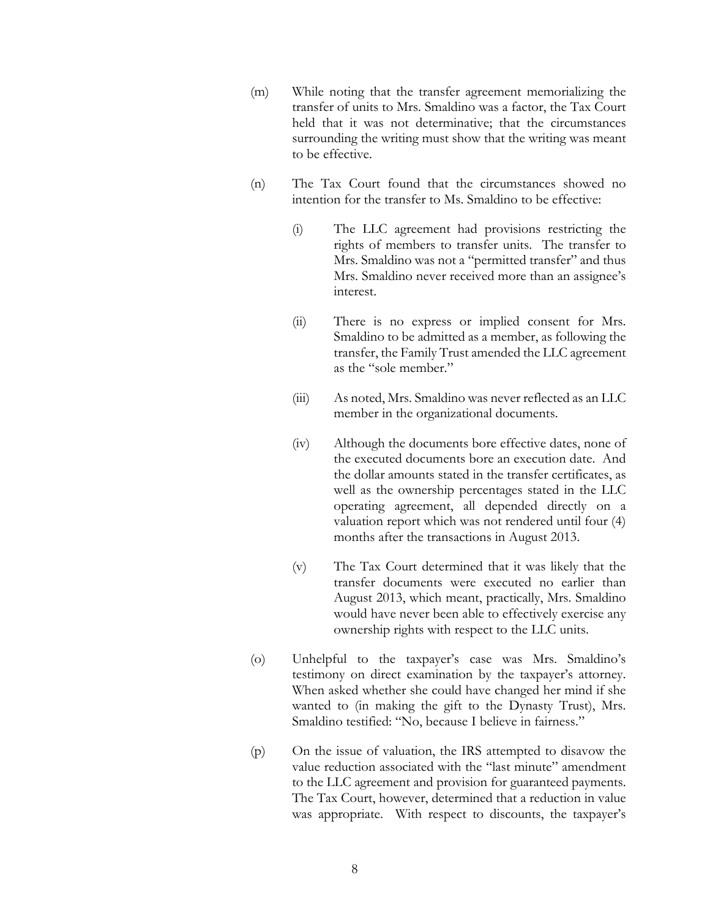(m) While noting that the transfer agreement memorializing the transfer of units to Mrs. Smaldino was a factor, the Tax Court held that it was not determinative; that the circumstances surrounding the writing must show that the writing was meant to be effective.

(n) The Tax Court found that the circumstances showed no intention for the transfer to Ms. Smaldino to be effective:

  (i) The LLC agreement had provisions restricting the rights of members to transfer units. The transfer to Mrs. Smaldino was not a "permitted transfer" and thus Mrs. Smaldino never received more than an assignee's interest.

  (ii) There is no express or implied consent for Mrs. Smaldino to be admitted as a member, as following the transfer, the Family Trust amended the LLC agreement as the "sole member."

  (iii) As noted, Mrs. Smaldino was never reflected as an LLC member in the organizational documents.

  (iv) Although the documents bore effective dates, none of the executed documents bore an execution date. And the dollar amounts stated in the transfer certificates, as well as the ownership percentages stated in the LLC operating agreement, all depended directly on a valuation report which was not rendered until four (4) months after the transactions in August 2013.

  (v) The Tax Court determined that it was likely that the transfer documents were executed no earlier than August 2013, which meant, practically, Mrs. Smaldino would have never been able to effectively exercise any ownership rights with respect to the LLC units.

(o) Unhelpful to the taxpayer's case was Mrs. Smaldino's testimony on direct examination by the taxpayer's attorney. When asked whether she could have changed her mind if she wanted to (in making the gift to the Dynasty Trust), Mrs. Smaldino testified: "No, because I believe in fairness."

(p) On the issue of valuation, the IRS attempted to disavow the value reduction associated with the "last minute" amendment to the LLC agreement and provision for guaranteed payments. The Tax Court, however, determined that a reduction in value was appropriate. With respect to discounts, the taxpayer's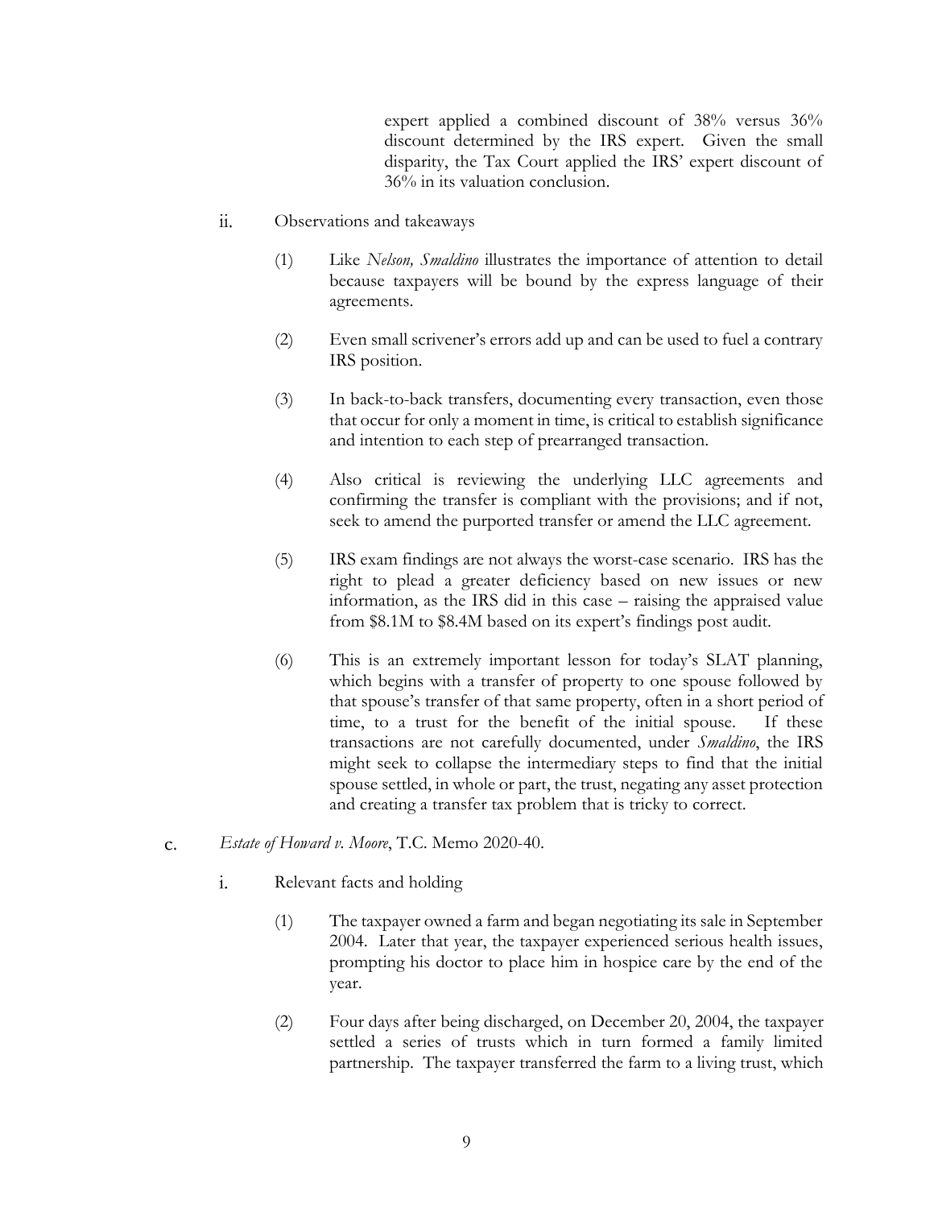expert applied a combined discount of 38% versus 36% discount determined by the IRS expert. Given the small disparity, the Tax Court applied the IRS' expert discount of 36% in its valuation conclusion.

ii. Observations and takeaways

(1) Like *Nelson, Smaldino* illustrates the importance of attention to detail because taxpayers will be bound by the express language of their agreements.

(2) Even small scrivener's errors add up and can be used to fuel a contrary IRS position.

(3) In back-to-back transfers, documenting every transaction, even those that occur for only a moment in time, is critical to establish significance and intention to each step of prearranged transaction.

(4) Also critical is reviewing the underlying LLC agreements and confirming the transfer is compliant with the provisions; and if not, seek to amend the purported transfer or amend the LLC agreement.

(5) IRS exam findings are not always the worst-case scenario. IRS has the right to plead a greater deficiency based on new issues or new information, as the IRS did in this case – raising the appraised value from \$8.1M to \$8.4M based on its expert's findings post audit.

(6) This is an extremely important lesson for today's SLAT planning, which begins with a transfer of property to one spouse followed by that spouse's transfer of that same property, often in a short period of time, to a trust for the benefit of the initial spouse. If these transactions are not carefully documented, under *Smaldino*, the IRS might seek to collapse the intermediary steps to find that the initial spouse settled, in whole or part, the trust, negating any asset protection and creating a transfer tax problem that is tricky to correct.

c. *Estate of Howard v. Moore*, T.C. Memo 2020-40.

i. Relevant facts and holding

(1) The taxpayer owned a farm and began negotiating its sale in September 2004. Later that year, the taxpayer experienced serious health issues, prompting his doctor to place him in hospice care by the end of the year.

(2) Four days after being discharged, on December 20, 2004, the taxpayer settled a series of trusts which in turn formed a family limited partnership. The taxpayer transferred the farm to a living trust, which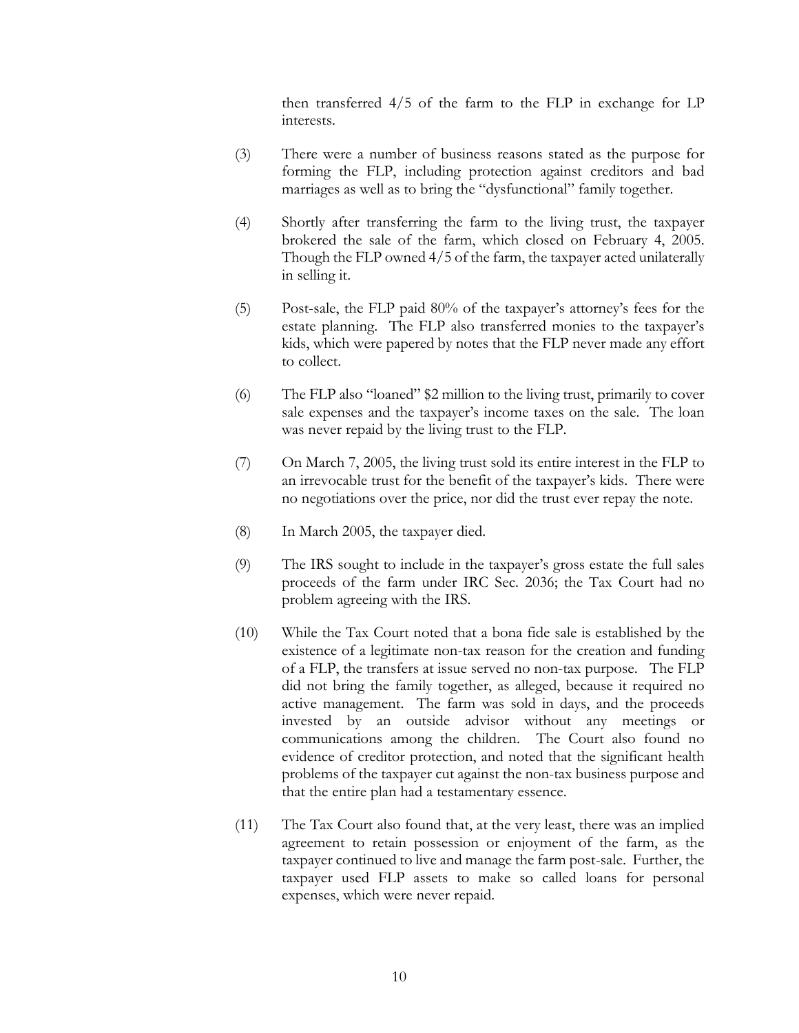then transferred 4/5 of the farm to the FLP in exchange for LP interests.

(3) There were a number of business reasons stated as the purpose for forming the FLP, including protection against creditors and bad marriages as well as to bring the "dysfunctional" family together.

(4) Shortly after transferring the farm to the living trust, the taxpayer brokered the sale of the farm, which closed on February 4, 2005. Though the FLP owned 4/5 of the farm, the taxpayer acted unilaterally in selling it.

(5) Post-sale, the FLP paid 80% of the taxpayer's attorney's fees for the estate planning. The FLP also transferred monies to the taxpayer's kids, which were papered by notes that the FLP never made any effort to collect.

(6) The FLP also "loaned" $2 million to the living trust, primarily to cover sale expenses and the taxpayer's income taxes on the sale. The loan was never repaid by the living trust to the FLP.

(7) On March 7, 2005, the living trust sold its entire interest in the FLP to an irrevocable trust for the benefit of the taxpayer's kids. There were no negotiations over the price, nor did the trust ever repay the note.

(8) In March 2005, the taxpayer died.

(9) The IRS sought to include in the taxpayer's gross estate the full sales proceeds of the farm under IRC Sec. 2036; the Tax Court had no problem agreeing with the IRS.

(10) While the Tax Court noted that a bona fide sale is established by the existence of a legitimate non-tax reason for the creation and funding of a FLP, the transfers at issue served no non-tax purpose. The FLP did not bring the family together, as alleged, because it required no active management. The farm was sold in days, and the proceeds invested by an outside advisor without any meetings or communications among the children. The Court also found no evidence of creditor protection, and noted that the significant health problems of the taxpayer cut against the non-tax business purpose and that the entire plan had a testamentary essence.

(11) The Tax Court also found that, at the very least, there was an implied agreement to retain possession or enjoyment of the farm, as the taxpayer continued to live and manage the farm post-sale. Further, the taxpayer used FLP assets to make so called loans for personal expenses, which were never repaid.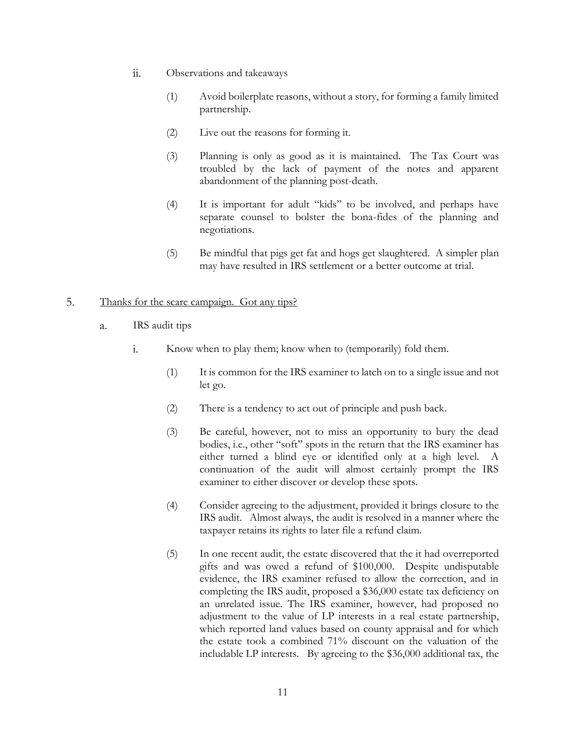ii. Observations and takeaways

(1) Avoid boilerplate reasons, without a story, for forming a family limited partnership.

(2) Live out the reasons for forming it.

(3) Planning is only as good as it is maintained. The Tax Court was troubled by the lack of payment of the notes and apparent abandonment of the planning post-death.

(4) It is important for adult "kids" to be involved, and perhaps have separate counsel to bolster the bona-fides of the planning and negotiations.

(5) Be mindful that pigs get fat and hogs get slaughtered. A simpler plan may have resulted in IRS settlement or a better outcome at trial.

5. <u>Thanks for the scare campaign. Got any tips?</u>

a. IRS audit tips

i. Know when to play them; know when to (temporarily) fold them.

(1) It is common for the IRS examiner to latch on to a single issue and not let go.

(2) There is a tendency to act out of principle and push back.

(3) Be careful, however, not to miss an opportunity to bury the dead bodies, i.e., other "soft" spots in the return that the IRS examiner has either turned a blind eye or identified only at a high level. A continuation of the audit will almost certainly prompt the IRS examiner to either discover or develop these spots.

(4) Consider agreeing to the adjustment, provided it brings closure to the IRS audit. Almost always, the audit is resolved in a manner where the taxpayer retains its rights to later file a refund claim.

(5) In one recent audit, the estate discovered that the it had overreported gifts and was owed a refund of $100,000. Despite undisputable evidence, the IRS examiner refused to allow the correction, and in completing the IRS audit, proposed a $36,000 estate tax deficiency on an unrelated issue. The IRS examiner, however, had proposed no adjustment to the value of LP interests in a real estate partnership, which reported land values based on county appraisal and for which the estate took a combined 71% discount on the valuation of the includable LP interests. By agreeing to the $36,000 additional tax, the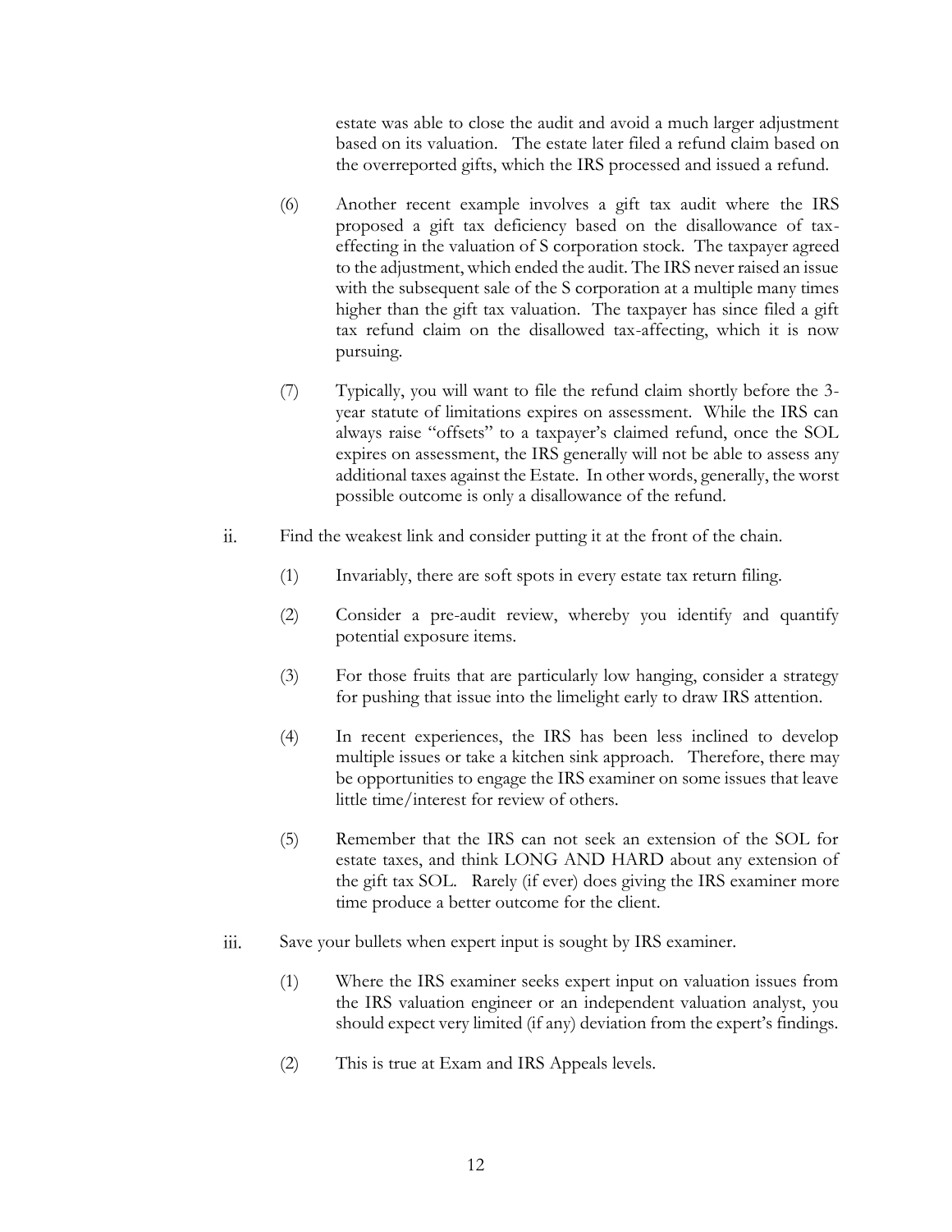estate was able to close the audit and avoid a much larger adjustment based on its valuation. The estate later filed a refund claim based on the overreported gifts, which the IRS processed and issued a refund.

(6) Another recent example involves a gift tax audit where the IRS proposed a gift tax deficiency based on the disallowance of tax-effecting in the valuation of S corporation stock. The taxpayer agreed to the adjustment, which ended the audit. The IRS never raised an issue with the subsequent sale of the S corporation at a multiple many times higher than the gift tax valuation. The taxpayer has since filed a gift tax refund claim on the disallowed tax-affecting, which it is now pursuing.

(7) Typically, you will want to file the refund claim shortly before the 3-year statute of limitations expires on assessment. While the IRS can always raise "offsets" to a taxpayer's claimed refund, once the SOL expires on assessment, the IRS generally will not be able to assess any additional taxes against the Estate. In other words, generally, the worst possible outcome is only a disallowance of the refund.

ii. Find the weakest link and consider putting it at the front of the chain.

(1) Invariably, there are soft spots in every estate tax return filing.

(2) Consider a pre-audit review, whereby you identify and quantify potential exposure items.

(3) For those fruits that are particularly low hanging, consider a strategy for pushing that issue into the limelight early to draw IRS attention.

(4) In recent experiences, the IRS has been less inclined to develop multiple issues or take a kitchen sink approach. Therefore, there may be opportunities to engage the IRS examiner on some issues that leave little time/interest for review of others.

(5) Remember that the IRS can not seek an extension of the SOL for estate taxes, and think LONG AND HARD about any extension of the gift tax SOL. Rarely (if ever) does giving the IRS examiner more time produce a better outcome for the client.

iii. Save your bullets when expert input is sought by IRS examiner.

(1) Where the IRS examiner seeks expert input on valuation issues from the IRS valuation engineer or an independent valuation analyst, you should expect very limited (if any) deviation from the expert's findings.

(2) This is true at Exam and IRS Appeals levels.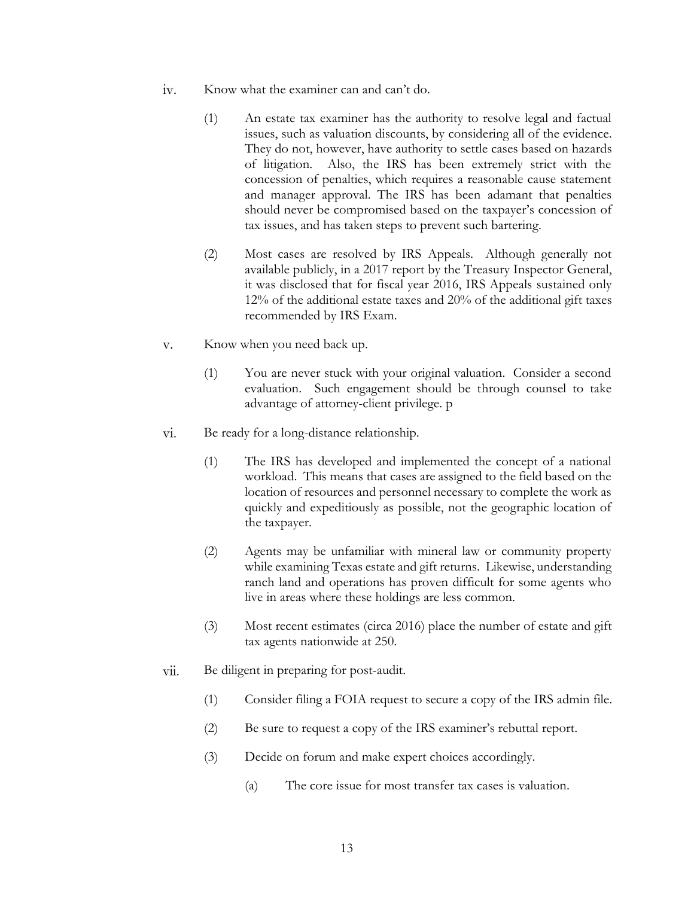iv. Know what the examiner can and can't do.

(1) An estate tax examiner has the authority to resolve legal and factual issues, such as valuation discounts, by considering all of the evidence. They do not, however, have authority to settle cases based on hazards of litigation. Also, the IRS has been extremely strict with the concession of penalties, which requires a reasonable cause statement and manager approval. The IRS has been adamant that penalties should never be compromised based on the taxpayer's concession of tax issues, and has taken steps to prevent such bartering.

(2) Most cases are resolved by IRS Appeals. Although generally not available publicly, in a 2017 report by the Treasury Inspector General, it was disclosed that for fiscal year 2016, IRS Appeals sustained only 12% of the additional estate taxes and 20% of the additional gift taxes recommended by IRS Exam.

v. Know when you need back up.

(1) You are never stuck with your original valuation. Consider a second evaluation. Such engagement should be through counsel to take advantage of attorney-client privilege. p

vi. Be ready for a long-distance relationship.

(1) The IRS has developed and implemented the concept of a national workload. This means that cases are assigned to the field based on the location of resources and personnel necessary to complete the work as quickly and expeditiously as possible, not the geographic location of the taxpayer.

(2) Agents may be unfamiliar with mineral law or community property while examining Texas estate and gift returns. Likewise, understanding ranch land and operations has proven difficult for some agents who live in areas where these holdings are less common.

(3) Most recent estimates (circa 2016) place the number of estate and gift tax agents nationwide at 250.

vii. Be diligent in preparing for post-audit.

(1) Consider filing a FOIA request to secure a copy of the IRS admin file.

(2) Be sure to request a copy of the IRS examiner's rebuttal report.

(3) Decide on forum and make expert choices accordingly.

(a) The core issue for most transfer tax cases is valuation.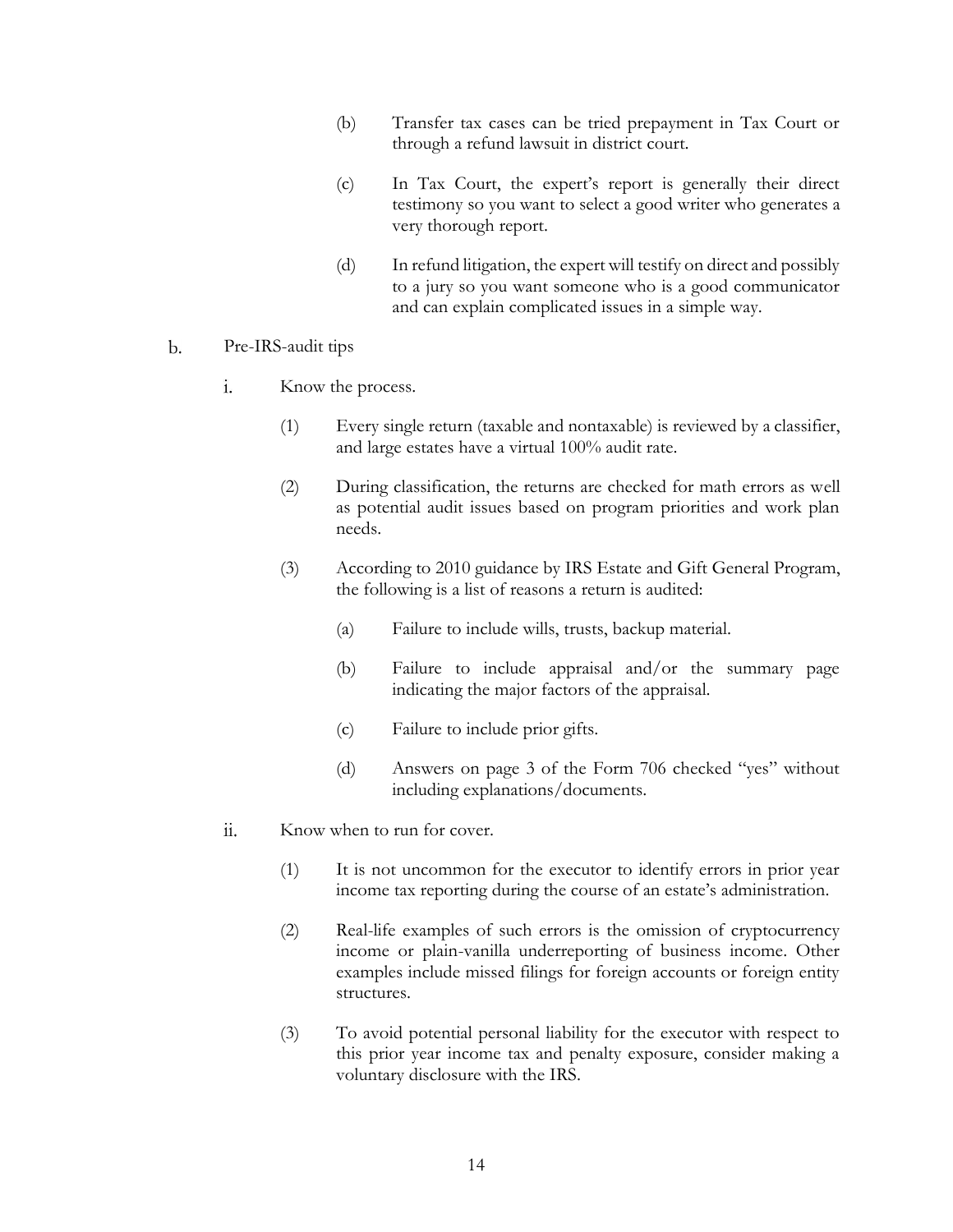(b) Transfer tax cases can be tried prepayment in Tax Court or through a refund lawsuit in district court.

(c) In Tax Court, the expert's report is generally their direct testimony so you want to select a good writer who generates a very thorough report.

(d) In refund litigation, the expert will testify on direct and possibly to a jury so you want someone who is a good communicator and can explain complicated issues in a simple way.

b. Pre-IRS-audit tips

i. Know the process.

(1) Every single return (taxable and nontaxable) is reviewed by a classifier, and large estates have a virtual 100% audit rate.

(2) During classification, the returns are checked for math errors as well as potential audit issues based on program priorities and work plan needs.

(3) According to 2010 guidance by IRS Estate and Gift General Program, the following is a list of reasons a return is audited:

(a) Failure to include wills, trusts, backup material.

(b) Failure to include appraisal and/or the summary page indicating the major factors of the appraisal.

(c) Failure to include prior gifts.

(d) Answers on page 3 of the Form 706 checked "yes" without including explanations/documents.

ii. Know when to run for cover.

(1) It is not uncommon for the executor to identify errors in prior year income tax reporting during the course of an estate's administration.

(2) Real-life examples of such errors is the omission of cryptocurrency income or plain-vanilla underreporting of business income. Other examples include missed filings for foreign accounts or foreign entity structures.

(3) To avoid potential personal liability for the executor with respect to this prior year income tax and penalty exposure, consider making a voluntary disclosure with the IRS.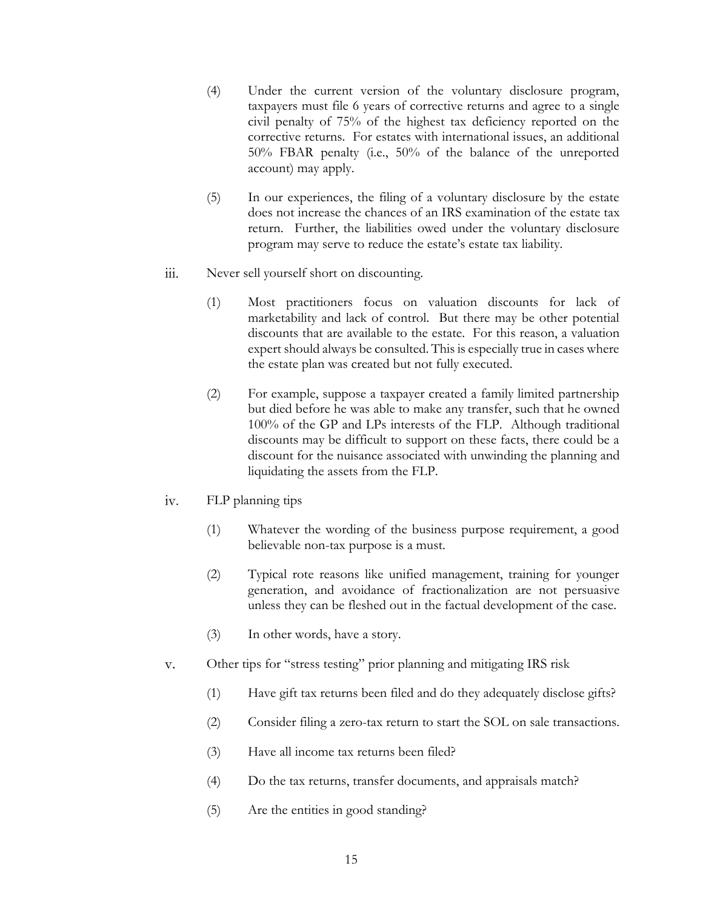(4) Under the current version of the voluntary disclosure program, taxpayers must file 6 years of corrective returns and agree to a single civil penalty of 75% of the highest tax deficiency reported on the corrective returns. For estates with international issues, an additional 50% FBAR penalty (i.e., 50% of the balance of the unreported account) may apply.

(5) In our experiences, the filing of a voluntary disclosure by the estate does not increase the chances of an IRS examination of the estate tax return. Further, the liabilities owed under the voluntary disclosure program may serve to reduce the estate's estate tax liability.

iii. Never sell yourself short on discounting.

(1) Most practitioners focus on valuation discounts for lack of marketability and lack of control. But there may be other potential discounts that are available to the estate. For this reason, a valuation expert should always be consulted. This is especially true in cases where the estate plan was created but not fully executed.

(2) For example, suppose a taxpayer created a family limited partnership but died before he was able to make any transfer, such that he owned 100% of the GP and LPs interests of the FLP. Although traditional discounts may be difficult to support on these facts, there could be a discount for the nuisance associated with unwinding the planning and liquidating the assets from the FLP.

iv. FLP planning tips

(1) Whatever the wording of the business purpose requirement, a good believable non-tax purpose is a must.

(2) Typical rote reasons like unified management, training for younger generation, and avoidance of fractionalization are not persuasive unless they can be fleshed out in the factual development of the case.

(3) In other words, have a story.

v. Other tips for "stress testing" prior planning and mitigating IRS risk

(1) Have gift tax returns been filed and do they adequately disclose gifts?

(2) Consider filing a zero-tax return to start the SOL on sale transactions.

(3) Have all income tax returns been filed?

(4) Do the tax returns, transfer documents, and appraisals match?

(5) Are the entities in good standing?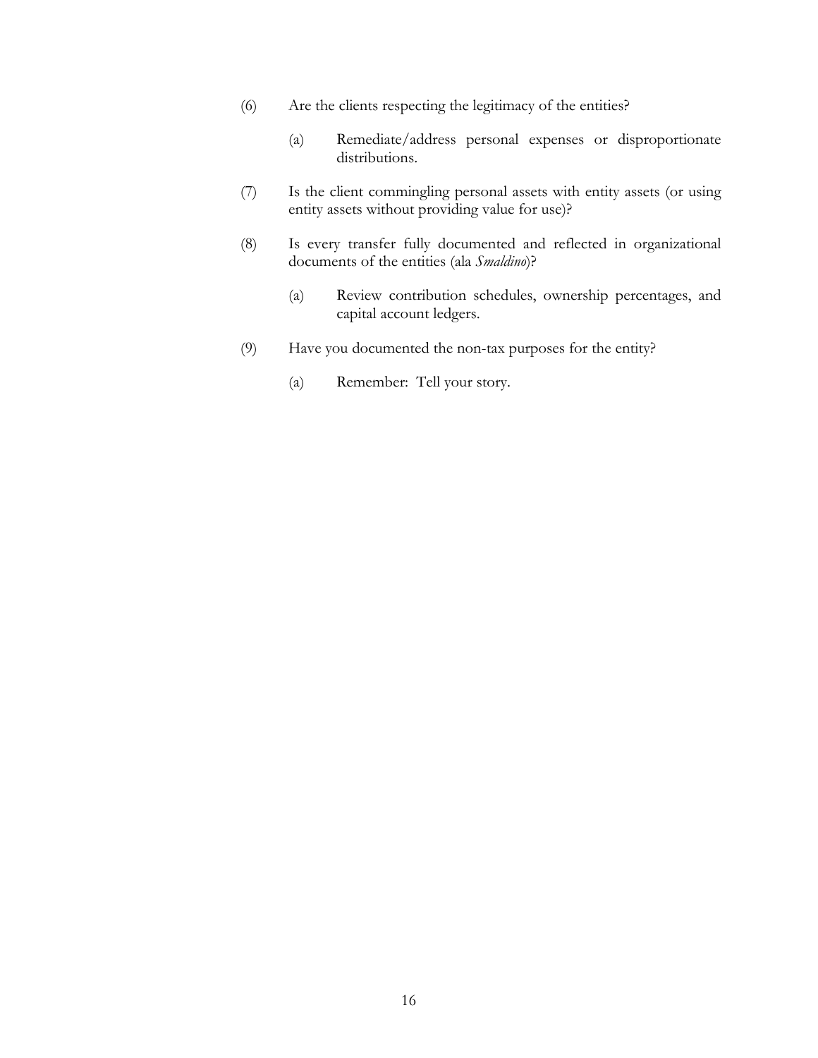(6) Are the clients respecting the legitimacy of the entities?

    (a) Remediate/address personal expenses or disproportionate distributions.

(7) Is the client commingling personal assets with entity assets (or using entity assets without providing value for use)?

(8) Is every transfer fully documented and reflected in organizational documents of the entities (ala *Smaldino*)?

    (a) Review contribution schedules, ownership percentages, and capital account ledgers.

(9) Have you documented the non-tax purposes for the entity?

    (a) Remember: Tell your story.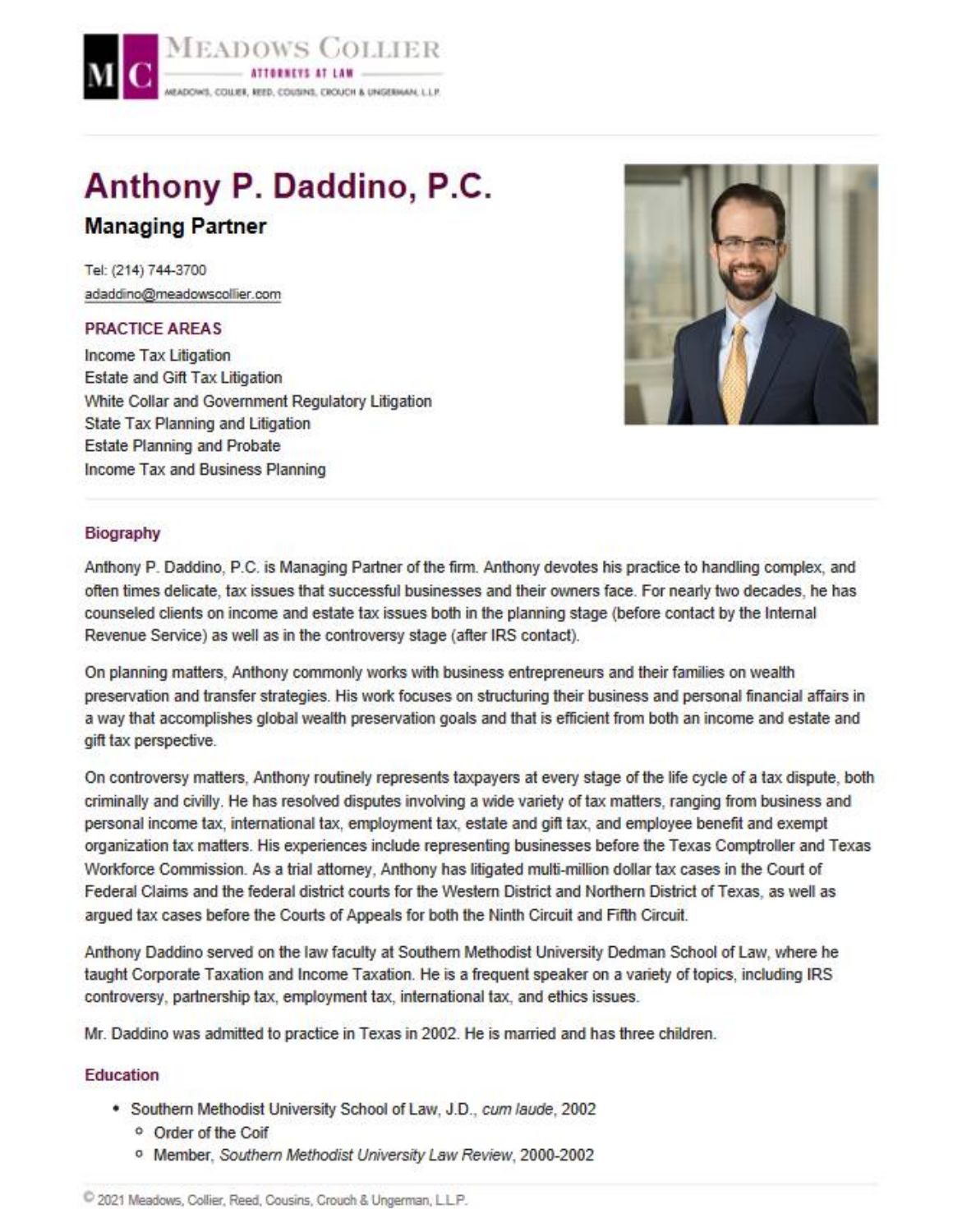# Anthony P. Daddino, P.C.

## Managing Partner

Tel: (214) 744-3700
adaddino@meadowscollier.com

### PRACTICE AREAS

Income Tax Litigation
Estate and Gift Tax Litigation
White Collar and Government Regulatory Litigation
State Tax Planning and Litigation
Estate Planning and Probate
Income Tax and Business Planning

### Biography

Anthony P. Daddino, P.C. is Managing Partner of the firm. Anthony devotes his practice to handling complex, and often times delicate, tax issues that successful businesses and their owners face. For nearly two decades, he has counseled clients on income and estate tax issues both in the planning stage (before contact by the Internal Revenue Service) as well as in the controversy stage (after IRS contact).

On planning matters, Anthony commonly works with business entrepreneurs and their families on wealth preservation and transfer strategies. His work focuses on structuring their business and personal financial affairs in a way that accomplishes global wealth preservation goals and that is efficient from both an income and estate and gift tax perspective.

On controversy matters, Anthony routinely represents taxpayers at every stage of the life cycle of a tax dispute, both criminally and civilly. He has resolved disputes involving a wide variety of tax matters, ranging from business and personal income tax, international tax, employment tax, estate and gift tax, and employee benefit and exempt organization tax matters. His experiences include representing businesses before the Texas Comptroller and Texas Workforce Commission. As a trial attorney, Anthony has litigated multi-million dollar tax cases in the Court of Federal Claims and the federal district courts for the Western District and Northern District of Texas, as well as argued tax cases before the Courts of Appeals for both the Ninth Circuit and Fifth Circuit.

Anthony Daddino served on the law faculty at Southern Methodist University Dedman School of Law, where he taught Corporate Taxation and Income Taxation. He is a frequent speaker on a variety of topics, including IRS controversy, partnership tax, employment tax, international tax, and ethics issues.

Mr. Daddino was admitted to practice in Texas in 2002. He is married and has three children.

### Education

- Southern Methodist University School of Law, J.D., *cum laude*, 2002
  - Order of the Coif
  - Member, *Southern Methodist University Law Review*, 2000-2002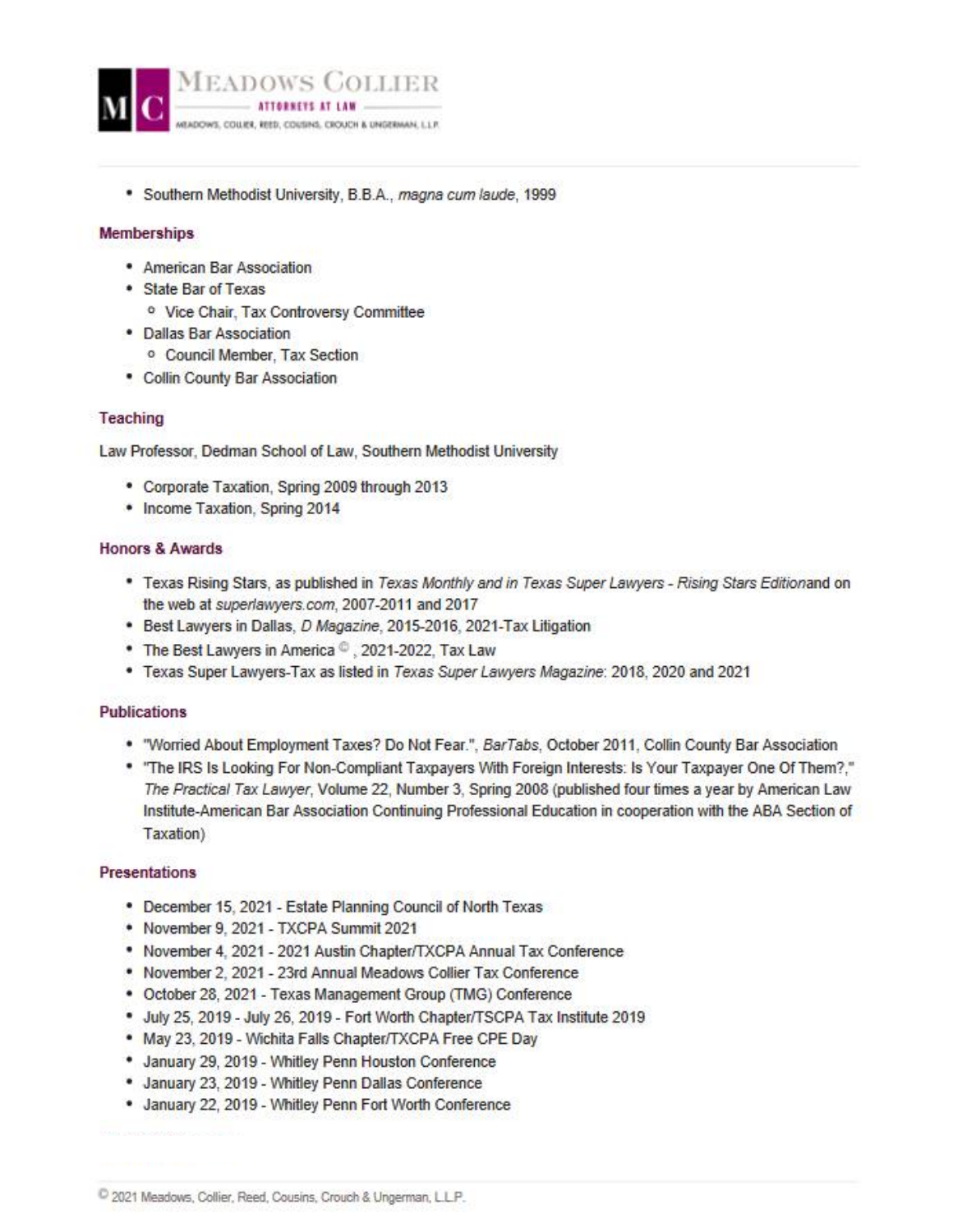- Southern Methodist University, B.B.A., *magna cum laude*, 1999

### Memberships

- American Bar Association
- State Bar of Texas
  - Vice Chair, Tax Controversy Committee
- Dallas Bar Association
  - Council Member, Tax Section
- Collin County Bar Association

### Teaching

Law Professor, Dedman School of Law, Southern Methodist University

- Corporate Taxation, Spring 2009 through 2013
- Income Taxation, Spring 2014

### Honors & Awards

- Texas Rising Stars, as published in *Texas Monthly and in Texas Super Lawyers - Rising Stars Edition*and on the web at *superlawyers.com*, 2007-2011 and 2017
- Best Lawyers in Dallas, *D Magazine*, 2015-2016, 2021-Tax Litigation
- The Best Lawyers in America ©, 2021-2022, Tax Law
- Texas Super Lawyers-Tax as listed in *Texas Super Lawyers Magazine*: 2018, 2020 and 2021

### Publications

- "Worried About Employment Taxes? Do Not Fear.", *BarTabs*, October 2011, Collin County Bar Association
- "The IRS Is Looking For Non-Compliant Taxpayers With Foreign Interests: Is Your Taxpayer One Of Them?," *The Practical Tax Lawyer*, Volume 22, Number 3, Spring 2008 (published four times a year by American Law Institute-American Bar Association Continuing Professional Education in cooperation with the ABA Section of Taxation)

### Presentations

- December 15, 2021 - Estate Planning Council of North Texas
- November 9, 2021 - TXCPA Summit 2021
- November 4, 2021 - 2021 Austin Chapter/TXCPA Annual Tax Conference
- November 2, 2021 - 23rd Annual Meadows Collier Tax Conference
- October 28, 2021 - Texas Management Group (TMG) Conference
- July 25, 2019 - July 26, 2019 - Fort Worth Chapter/TSCPA Tax Institute 2019
- May 23, 2019 - Wichita Falls Chapter/TXCPA Free CPE Day
- January 29, 2019 - Whitley Penn Houston Conference
- January 23, 2019 - Whitley Penn Dallas Conference
- January 22, 2019 - Whitley Penn Fort Worth Conference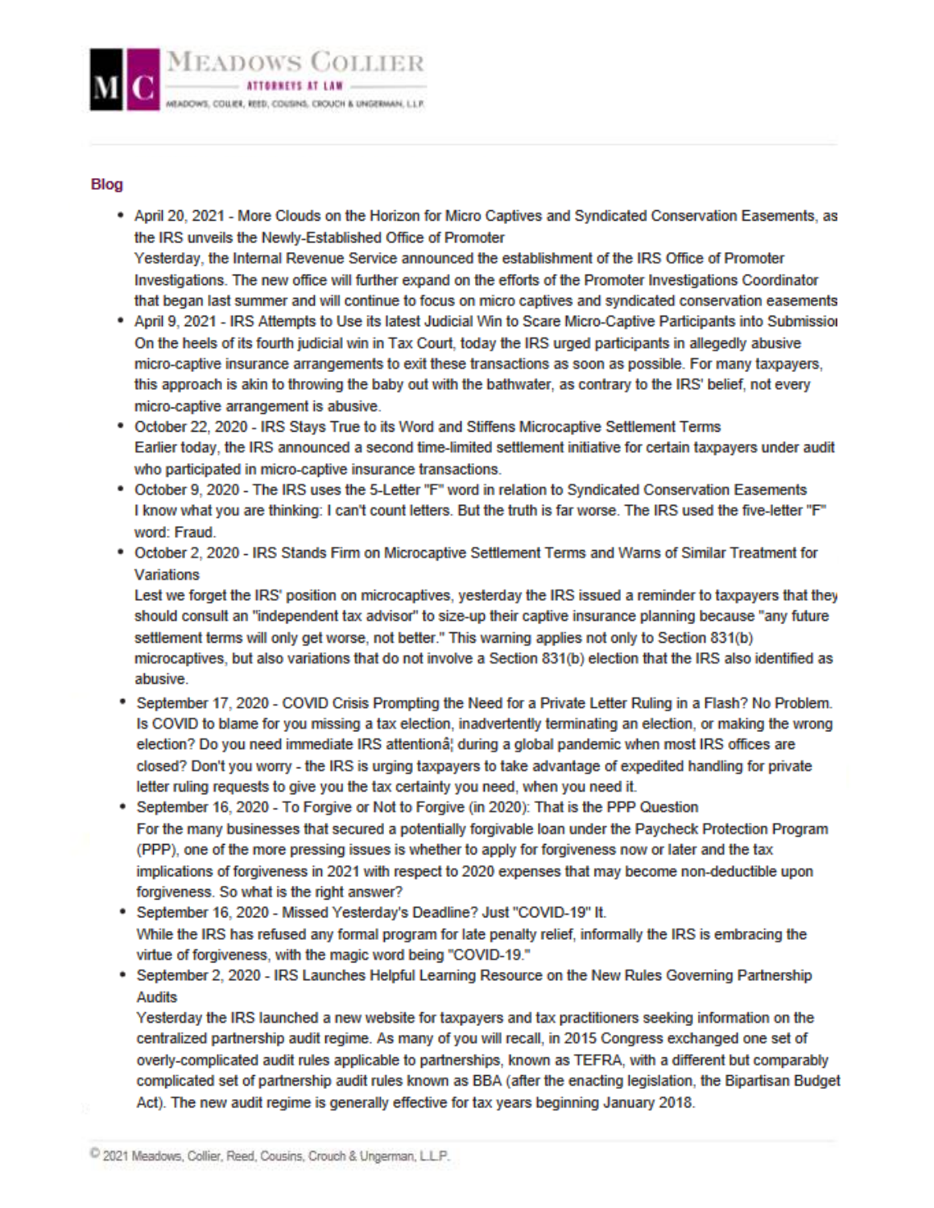MEADOWS COLLIER

ATTORNEYS AT LAW

MEADOWS, COLLIER, REED, COUSINS, CROUCH & UNGERMAN, L.L.P.

## Blog

- April 20, 2021 - More Clouds on the Horizon for Micro Captives and Syndicated Conservation Easements, as the IRS unveils the Newly-Established Office of Promoter
  Yesterday, the Internal Revenue Service announced the establishment of the IRS Office of Promoter Investigations. The new office will further expand on the efforts of the Promoter Investigations Coordinator that began last summer and will continue to focus on micro captives and syndicated conservation easements
- April 9, 2021 - IRS Attempts to Use its latest Judicial Win to Scare Micro-Captive Participants into Submission
  On the heels of its fourth judicial win in Tax Court, today the IRS urged participants in allegedly abusive micro-captive insurance arrangements to exit these transactions as soon as possible. For many taxpayers, this approach is akin to throwing the baby out with the bathwater, as contrary to the IRS' belief, not every micro-captive arrangement is abusive.
- October 22, 2020 - IRS Stays True to its Word and Stiffens Microcaptive Settlement Terms
  Earlier today, the IRS announced a second time-limited settlement initiative for certain taxpayers under audit who participated in micro-captive insurance transactions.
- October 9, 2020 - The IRS uses the 5-Letter "F" word in relation to Syndicated Conservation Easements
  I know what you are thinking: I can't count letters. But the truth is far worse. The IRS used the five-letter "F" word: Fraud.
- October 2, 2020 - IRS Stands Firm on Microcaptive Settlement Terms and Warns of Similar Treatment for Variations
  Lest we forget the IRS' position on microcaptives, yesterday the IRS issued a reminder to taxpayers that they should consult an "independent tax advisor" to size-up their captive insurance planning because "any future settlement terms will only get worse, not better." This warning applies not only to Section 831(b) microcaptives, but also variations that do not involve a Section 831(b) election that the IRS also identified as abusive.
- September 17, 2020 - COVID Crisis Prompting the Need for a Private Letter Ruling in a Flash? No Problem.
  Is COVID to blame for you missing a tax election, inadvertently terminating an election, or making the wrong election? Do you need immediate IRS attentionâ¦ during a global pandemic when most IRS offices are closed? Don't you worry - the IRS is urging taxpayers to take advantage of expedited handling for private letter ruling requests to give you the tax certainty you need, when you need it.
- September 16, 2020 - To Forgive or Not to Forgive (in 2020): That is the PPP Question
  For the many businesses that secured a potentially forgivable loan under the Paycheck Protection Program (PPP), one of the more pressing issues is whether to apply for forgiveness now or later and the tax implications of forgiveness in 2021 with respect to 2020 expenses that may become non-deductible upon forgiveness. So what is the right answer?
- September 16, 2020 - Missed Yesterday's Deadline? Just "COVID-19" It.
  While the IRS has refused any formal program for late penalty relief, informally the IRS is embracing the virtue of forgiveness, with the magic word being "COVID-19."
- September 2, 2020 - IRS Launches Helpful Learning Resource on the New Rules Governing Partnership Audits
  Yesterday the IRS launched a new website for taxpayers and tax practitioners seeking information on the centralized partnership audit regime. As many of you will recall, in 2015 Congress exchanged one set of overly-complicated audit rules applicable to partnerships, known as TEFRA, with a different but comparably complicated set of partnership audit rules known as BBA (after the enacting legislation, the Bipartisan Budget Act). The new audit regime is generally effective for tax years beginning January 2018.

© 2021 Meadows, Collier, Reed, Cousins, Crouch & Ungerman, L.L.P.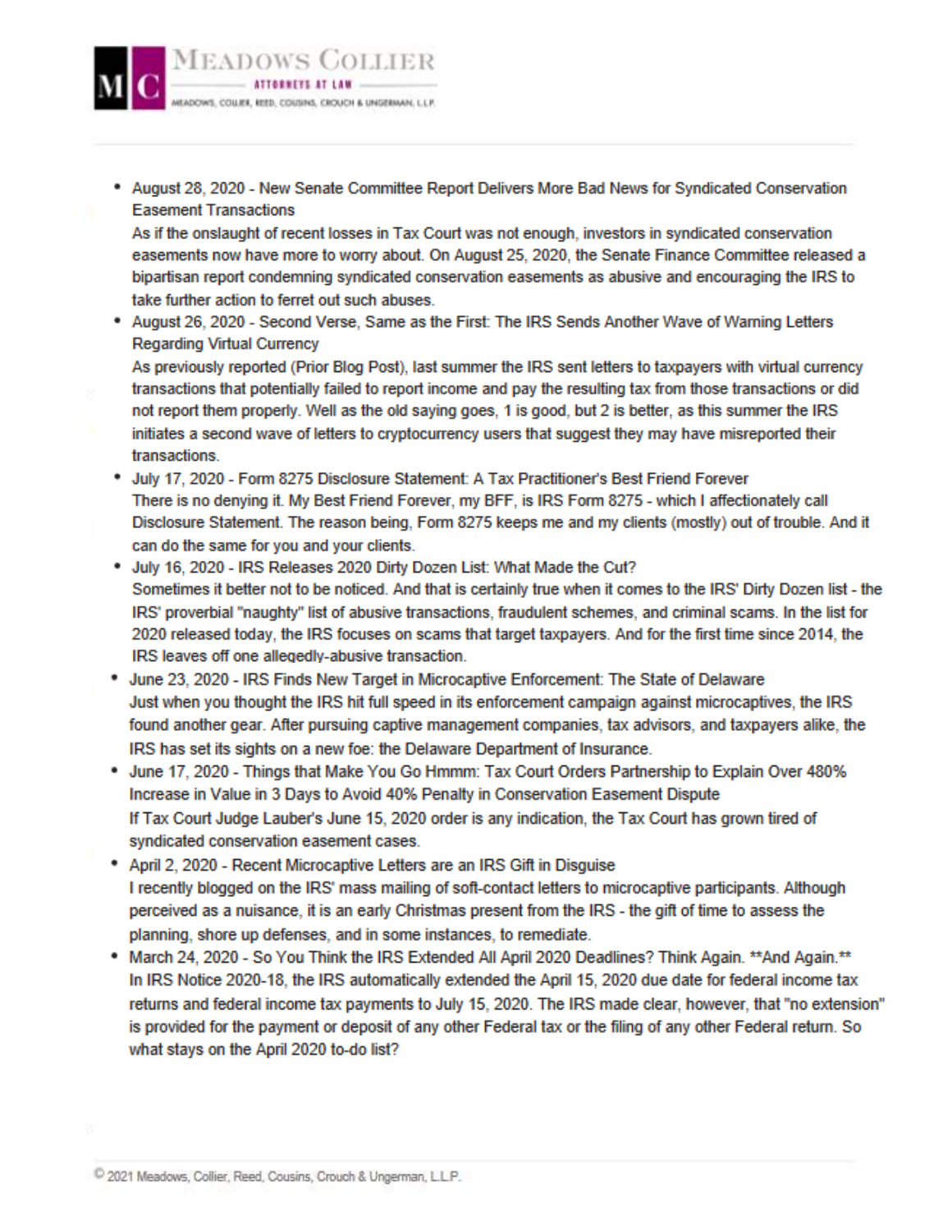- August 28, 2020 - New Senate Committee Report Delivers More Bad News for Syndicated Conservation Easement Transactions
  As if the onslaught of recent losses in Tax Court was not enough, investors in syndicated conservation easements now have more to worry about. On August 25, 2020, the Senate Finance Committee released a bipartisan report condemning syndicated conservation easements as abusive and encouraging the IRS to take further action to ferret out such abuses.
- August 26, 2020 - Second Verse, Same as the First: The IRS Sends Another Wave of Warning Letters Regarding Virtual Currency
  As previously reported (Prior Blog Post), last summer the IRS sent letters to taxpayers with virtual currency transactions that potentially failed to report income and pay the resulting tax from those transactions or did not report them properly. Well as the old saying goes, 1 is good, but 2 is better, as this summer the IRS initiates a second wave of letters to cryptocurrency users that suggest they may have misreported their transactions.
- July 17, 2020 - Form 8275 Disclosure Statement: A Tax Practitioner's Best Friend Forever
  There is no denying it. My Best Friend Forever, my BFF, is IRS Form 8275 - which I affectionately call Disclosure Statement. The reason being, Form 8275 keeps me and my clients (mostly) out of trouble. And it can do the same for you and your clients.
- July 16, 2020 - IRS Releases 2020 Dirty Dozen List: What Made the Cut?
  Sometimes it better not to be noticed. And that is certainly true when it comes to the IRS' Dirty Dozen list - the IRS' proverbial "naughty" list of abusive transactions, fraudulent schemes, and criminal scams. In the list for 2020 released today, the IRS focuses on scams that target taxpayers. And for the first time since 2014, the IRS leaves off one allegedly-abusive transaction.
- June 23, 2020 - IRS Finds New Target in Microcaptive Enforcement: The State of Delaware
  Just when you thought the IRS hit full speed in its enforcement campaign against microcaptives, the IRS found another gear. After pursuing captive management companies, tax advisors, and taxpayers alike, the IRS has set its sights on a new foe: the Delaware Department of Insurance.
- June 17, 2020 - Things that Make You Go Hmmm: Tax Court Orders Partnership to Explain Over 480% Increase in Value in 3 Days to Avoid 40% Penalty in Conservation Easement Dispute
  If Tax Court Judge Lauber's June 15, 2020 order is any indication, the Tax Court has grown tired of syndicated conservation easement cases.
- April 2, 2020 - Recent Microcaptive Letters are an IRS Gift in Disguise
  I recently blogged on the IRS' mass mailing of soft-contact letters to microcaptive participants. Although perceived as a nuisance, it is an early Christmas present from the IRS - the gift of time to assess the planning, shore up defenses, and in some instances, to remediate.
- March 24, 2020 - So You Think the IRS Extended All April 2020 Deadlines? Think Again. **And Again.**
  In IRS Notice 2020-18, the IRS automatically extended the April 15, 2020 due date for federal income tax returns and federal income tax payments to July 15, 2020. The IRS made clear, however, that "no extension" is provided for the payment or deposit of any other Federal tax or the filing of any other Federal return. So what stays on the April 2020 to-do list?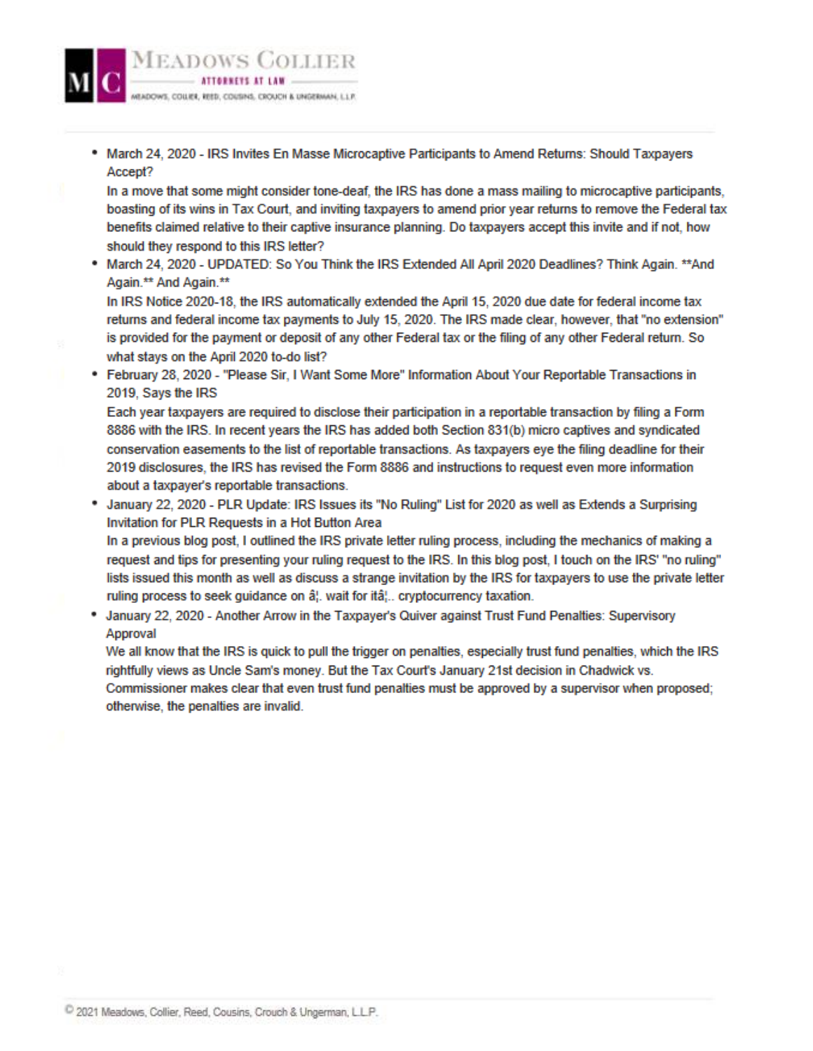- March 24, 2020 - IRS Invites En Masse Microcaptive Participants to Amend Returns: Should Taxpayers Accept?
  In a move that some might consider tone-deaf, the IRS has done a mass mailing to microcaptive participants, boasting of its wins in Tax Court, and inviting taxpayers to amend prior year returns to remove the Federal tax benefits claimed relative to their captive insurance planning. Do taxpayers accept this invite and if not, how should they respond to this IRS letter?
- March 24, 2020 - UPDATED: So You Think the IRS Extended All April 2020 Deadlines? Think Again. **And Again.** And Again.**
  In IRS Notice 2020-18, the IRS automatically extended the April 15, 2020 due date for federal income tax returns and federal income tax payments to July 15, 2020. The IRS made clear, however, that "no extension" is provided for the payment or deposit of any other Federal tax or the filing of any other Federal return. So what stays on the April 2020 to-do list?
- February 28, 2020 - "Please Sir, I Want Some More" Information About Your Reportable Transactions in 2019, Says the IRS
  Each year taxpayers are required to disclose their participation in a reportable transaction by filing a Form 8886 with the IRS. In recent years the IRS has added both Section 831(b) micro captives and syndicated conservation easements to the list of reportable transactions. As taxpayers eye the filing deadline for their 2019 disclosures, the IRS has revised the Form 8886 and instructions to request even more information about a taxpayer's reportable transactions.
- January 22, 2020 - PLR Update: IRS Issues its "No Ruling" List for 2020 as well as Extends a Surprising Invitation for PLR Requests in a Hot Button Area
  In a previous blog post, I outlined the IRS private letter ruling process, including the mechanics of making a request and tips for presenting your ruling request to the IRS. In this blog post, I touch on the IRS' "no ruling" lists issued this month as well as discuss a strange invitation by the IRS for taxpayers to use the private letter ruling process to seek guidance on â¦. wait for itâ¦.. cryptocurrency taxation.
- January 22, 2020 - Another Arrow in the Taxpayer's Quiver against Trust Fund Penalties: Supervisory Approval
  We all know that the IRS is quick to pull the trigger on penalties, especially trust fund penalties, which the IRS rightfully views as Uncle Sam's money. But the Tax Court's January 21st decision in Chadwick vs. Commissioner makes clear that even trust fund penalties must be approved by a supervisor when proposed; otherwise, the penalties are invalid.